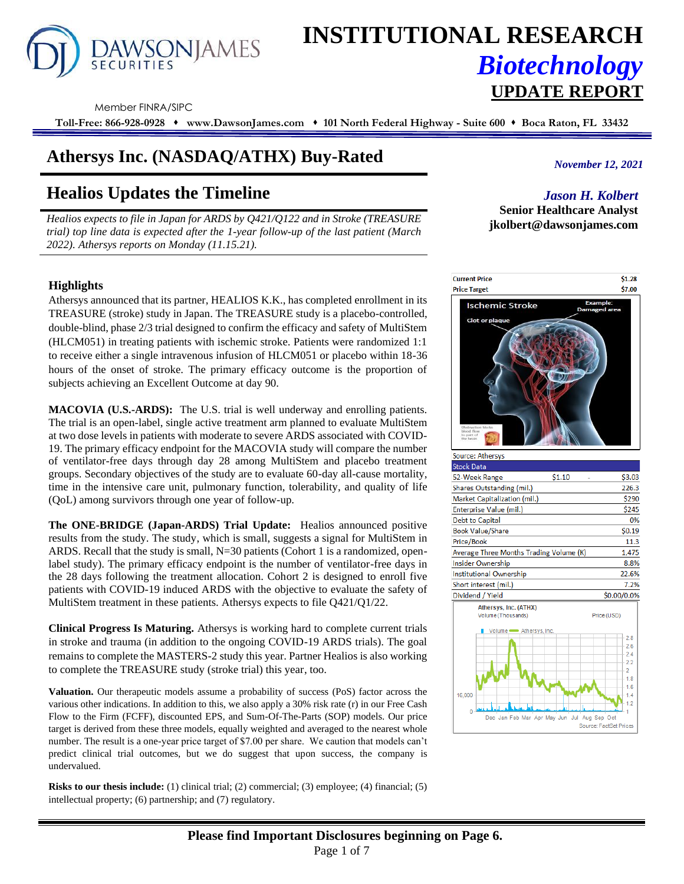# INSTITUTIONAL RESEARCH
## *Biotechnology*
## UPDATE REPORT

Member FINRA/SIPC

**Toll-Free: 866-928-0928 ♦ www.DawsonJames.com ♦ 101 North Federal Highway - Suite 600 ♦ Boca Raton, FL 33432**

# Athersys Inc. (NASDAQ/ATHX) Buy-Rated

*November 12, 2021*

## Healios Updates the Timeline

*Healios expects to file in Japan for ARDS by Q421/Q122 and in Stroke (TREASURE trial) top line data is expected after the 1-year follow-up of the last patient (March 2022). Athersys reports on Monday (11.15.21).*

*Jason H. Kolbert*
**Senior Healthcare Analyst**
**jkolbert@dawsonjames.com**

### Highlights

Athersys announced that its partner, HEALIOS K.K., has completed enrollment in its TREASURE (stroke) study in Japan. The TREASURE study is a placebo-controlled, double-blind, phase 2/3 trial designed to confirm the efficacy and safety of MultiStem (HLCM051) in treating patients with ischemic stroke. Patients were randomized 1:1 to receive either a single intravenous infusion of HLCM051 or placebo within 18-36 hours of the onset of stroke. The primary efficacy outcome is the proportion of subjects achieving an Excellent Outcome at day 90.

**MACOVIA (U.S.-ARDS):** The U.S. trial is well underway and enrolling patients. The trial is an open-label, single active treatment arm planned to evaluate MultiStem at two dose levels in patients with moderate to severe ARDS associated with COVID-19. The primary efficacy endpoint for the MACOVIA study will compare the number of ventilator-free days through day 28 among MultiStem and placebo treatment groups. Secondary objectives of the study are to evaluate 60-day all-cause mortality, time in the intensive care unit, pulmonary function, tolerability, and quality of life (QoL) among survivors through one year of follow-up.

**The ONE-BRIDGE (Japan-ARDS) Trial Update:** Healios announced positive results from the study. The study, which is small, suggests a signal for MultiStem in ARDS. Recall that the study is small, N=30 patients (Cohort 1 is a randomized, open-label study). The primary efficacy endpoint is the number of ventilator-free days in the 28 days following the treatment allocation. Cohort 2 is designed to enroll five patients with COVID-19 induced ARDS with the objective to evaluate the safety of MultiStem treatment in these patients. Athersys expects to file Q421/Q1/22.

**Clinical Progress Is Maturing.** Athersys is working hard to complete current trials in stroke and trauma (in addition to the ongoing COVID-19 ARDS trials). The goal remains to complete the MASTERS-2 study this year. Partner Healios is also working to complete the TREASURE study (stroke trial) this year, too.

**Valuation.** Our therapeutic models assume a probability of success (PoS) factor across the various other indications. In addition to this, we also apply a 30% risk rate (r) in our Free Cash Flow to the Firm (FCFF), discounted EPS, and Sum-Of-The-Parts (SOP) models. Our price target is derived from these three models, equally weighted and averaged to the nearest whole number. The result is a one-year price target of $7.00 per share. We caution that models can't predict clinical trial outcomes, but we do suggest that upon success, the company is undervalued.

**Risks to our thesis include:** (1) clinical trial; (2) commercial; (3) employee; (4) financial; (5) intellectual property; (6) partnership; and (7) regulatory.

| | |
|---|---|
| **Current Price** | **$1.28** |
| **Price Target** | **$7.00** |

Source: Athersys

| Stock Data | | |
|---|---|---|
| 52-Week Range | $1.10 | - $3.03 |
| Shares Outstanding (mil.) | | 226.3 |
| Market Capitalization (mil.) | | $290 |
| Enterprise Value (mil.) | | $245 |
| Debt to Capital | | 0% |
| Book Value/Share | | $0.19 |
| Price/Book | | 11.3 |
| Average Three Months Trading Volume (K) | | 1,475 |
| Insider Ownership | | 8.8% |
| Institutional Ownership | | 22.6% |
| Short interest (mil.) | | 7.2% |
| Dividend / Yield | | $0.00/0.0% |

Athersys, Inc. (ATHX)
Source: FactSet Prices

**Please find Important Disclosures beginning on Page 6.**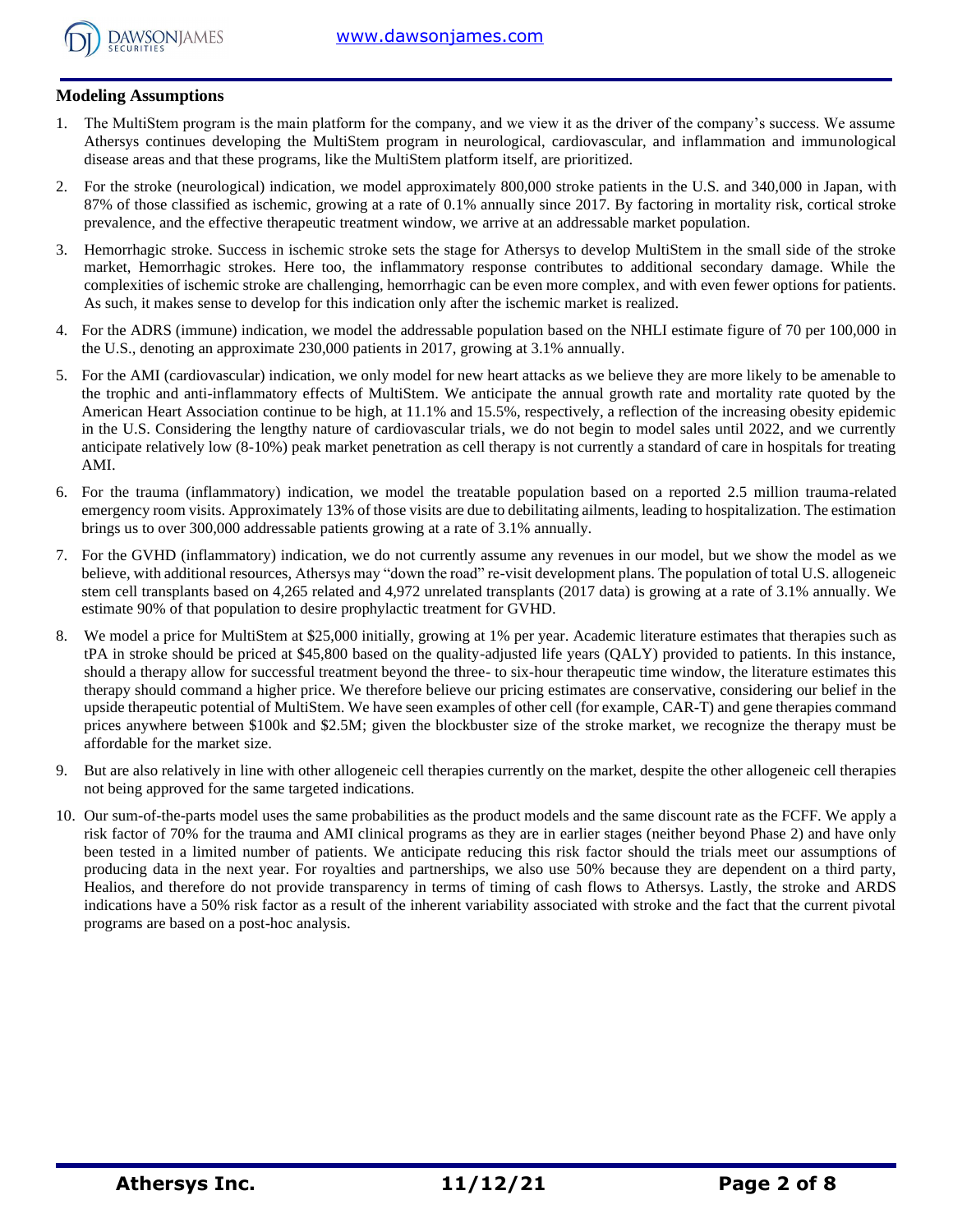## Modeling Assumptions

1. The MultiStem program is the main platform for the company, and we view it as the driver of the company's success. We assume Athersys continues developing the MultiStem program in neurological, cardiovascular, and inflammation and immunological disease areas and that these programs, like the MultiStem platform itself, are prioritized.
2. For the stroke (neurological) indication, we model approximately 800,000 stroke patients in the U.S. and 340,000 in Japan, with 87% of those classified as ischemic, growing at a rate of 0.1% annually since 2017. By factoring in mortality risk, cortical stroke prevalence, and the effective therapeutic treatment window, we arrive at an addressable market population.
3. Hemorrhagic stroke. Success in ischemic stroke sets the stage for Athersys to develop MultiStem in the small side of the stroke market, Hemorrhagic strokes. Here too, the inflammatory response contributes to additional secondary damage. While the complexities of ischemic stroke are challenging, hemorrhagic can be even more complex, and with even fewer options for patients. As such, it makes sense to develop for this indication only after the ischemic market is realized.
4. For the ADRS (immune) indication, we model the addressable population based on the NHLI estimate figure of 70 per 100,000 in the U.S., denoting an approximate 230,000 patients in 2017, growing at 3.1% annually.
5. For the AMI (cardiovascular) indication, we only model for new heart attacks as we believe they are more likely to be amenable to the trophic and anti-inflammatory effects of MultiStem. We anticipate the annual growth rate and mortality rate quoted by the American Heart Association continue to be high, at 11.1% and 15.5%, respectively, a reflection of the increasing obesity epidemic in the U.S. Considering the lengthy nature of cardiovascular trials, we do not begin to model sales until 2022, and we currently anticipate relatively low (8-10%) peak market penetration as cell therapy is not currently a standard of care in hospitals for treating AMI.
6. For the trauma (inflammatory) indication, we model the treatable population based on a reported 2.5 million trauma-related emergency room visits. Approximately 13% of those visits are due to debilitating ailments, leading to hospitalization. The estimation brings us to over 300,000 addressable patients growing at a rate of 3.1% annually.
7. For the GVHD (inflammatory) indication, we do not currently assume any revenues in our model, but we show the model as we believe, with additional resources, Athersys may "down the road" re-visit development plans. The population of total U.S. allogeneic stem cell transplants based on 4,265 related and 4,972 unrelated transplants (2017 data) is growing at a rate of 3.1% annually. We estimate 90% of that population to desire prophylactic treatment for GVHD.
8. We model a price for MultiStem at $25,000 initially, growing at 1% per year. Academic literature estimates that therapies such as tPA in stroke should be priced at $45,800 based on the quality-adjusted life years (QALY) provided to patients. In this instance, should a therapy allow for successful treatment beyond the three- to six-hour therapeutic time window, the literature estimates this therapy should command a higher price. We therefore believe our pricing estimates are conservative, considering our belief in the upside therapeutic potential of MultiStem. We have seen examples of other cell (for example, CAR-T) and gene therapies command prices anywhere between $100k and $2.5M; given the blockbuster size of the stroke market, we recognize the therapy must be affordable for the market size.
9. But are also relatively in line with other allogeneic cell therapies currently on the market, despite the other allogeneic cell therapies not being approved for the same targeted indications.
10. Our sum-of-the-parts model uses the same probabilities as the product models and the same discount rate as the FCFF. We apply a risk factor of 70% for the trauma and AMI clinical programs as they are in earlier stages (neither beyond Phase 2) and have only been tested in a limited number of patients. We anticipate reducing this risk factor should the trials meet our assumptions of producing data in the next year. For royalties and partnerships, we also use 50% because they are dependent on a third party, Healios, and therefore do not provide transparency in terms of timing of cash flows to Athersys. Lastly, the stroke and ARDS indications have a 50% risk factor as a result of the inherent variability associated with stroke and the fact that the current pivotal programs are based on a post-hoc analysis.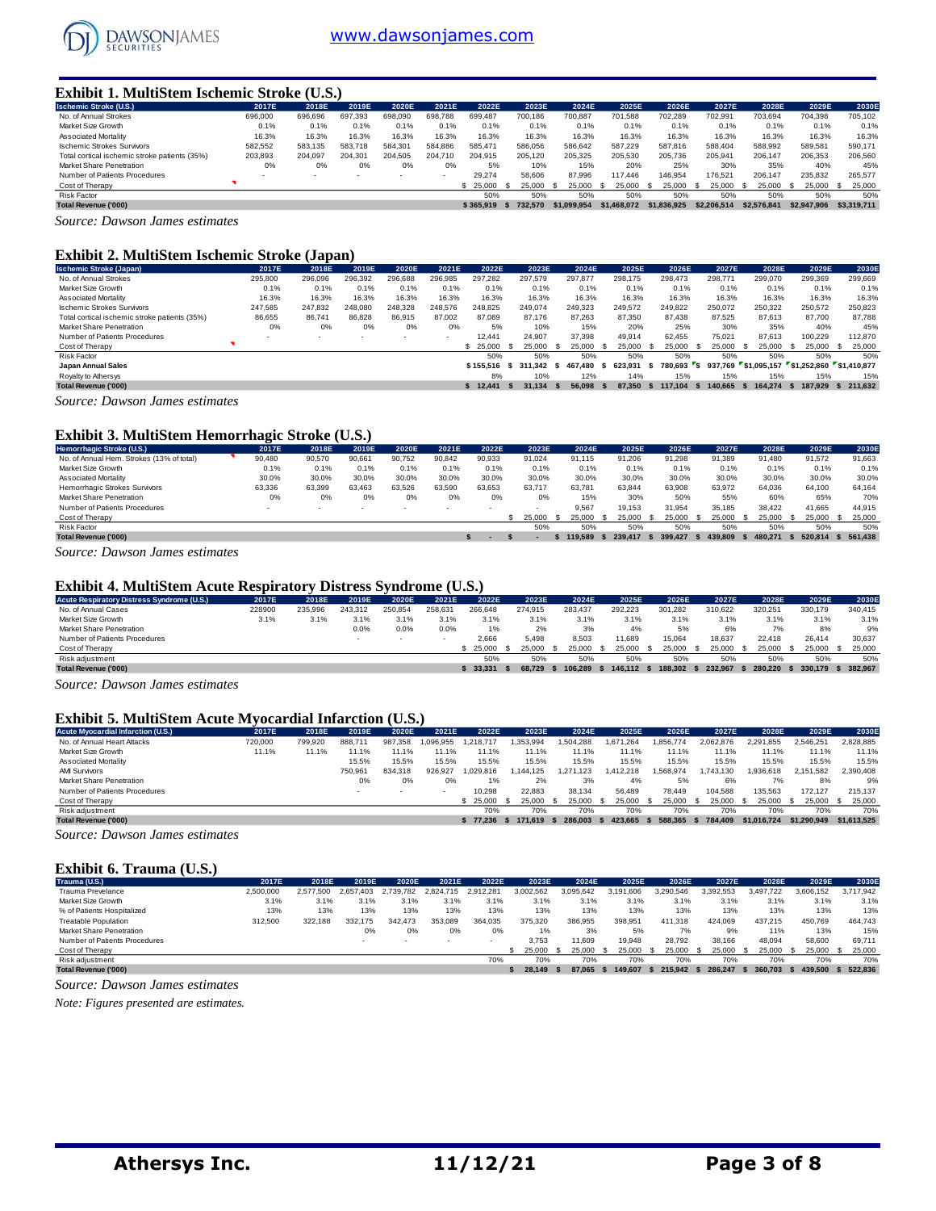## Exhibit 1. MultiStem Ischemic Stroke (U.S.)

| Ischemic Stroke (U.S.) | 2017E | 2018E | 2019E | 2020E | 2021E | 2022E | 2023E | 2024E | 2025E | 2026E | 2027E | 2028E | 2029E | 2030E |
|---|---|---|---|---|---|---|---|---|---|---|---|---|---|---|
| No. of Annual Strokes | 696,000 | 696,696 | 697,393 | 698,090 | 698,788 | 699,487 | 700,186 | 700,887 | 701,588 | 702,289 | 702,991 | 703,694 | 704,398 | 705,102 |
| Market Size Growth | 0.1% | 0.1% | 0.1% | 0.1% | 0.1% | 0.1% | 0.1% | 0.1% | 0.1% | 0.1% | 0.1% | 0.1% | 0.1% | 0.1% |
| Associated Mortality | 16.3% | 16.3% | 16.3% | 16.3% | 16.3% | 16.3% | 16.3% | 16.3% | 16.3% | 16.3% | 16.3% | 16.3% | 16.3% | 16.3% |
| Ischemic Strokes Survivors | 582,552 | 583,135 | 583,718 | 584,301 | 584,886 | 585,471 | 586,056 | 586,642 | 587,229 | 587,816 | 588,404 | 588,992 | 589,581 | 590,171 |
| Total cortical ischemic stroke patients (35%) | 203,893 | 204,097 | 204,301 | 204,505 | 204,710 | 204,915 | 205,120 | 205,325 | 205,530 | 205,736 | 205,941 | 206,147 | 206,353 | 206,560 |
| Market Share Penetration | 0% | 0% | 0% | 0% | 0% | 5% | 10% | 15% | 20% | 25% | 30% | 35% | 40% | 45% |
| Number of Patients Procedures | - | - | - | - | - | 29,274 | 58,606 | 87,996 | 117,446 | 146,954 | 176,521 | 206,147 | 235,832 | 265,577 |
| Cost of Therapy | | | | | | $ 25,000 | $ 25,000 | $ 25,000 | $ 25,000 | $ 25,000 | $ 25,000 | $ 25,000 | $ 25,000 | $ 25,000 |
| Risk Factor | | | | | | 50% | 50% | 50% | 50% | 50% | 50% | 50% | 50% | 50% |
| **Total Revenue ('000)** | | | | | | **$ 365,919** | **$ 732,570** | **$1,099,954** | **$1,468,072** | **$1,836,925** | **$2,206,514** | **$2,576,841** | **$2,947,906** | **$3,319,711** |

*Source: Dawson James estimates*

## Exhibit 2. MultiStem Ischemic Stroke (Japan)

| Ischemic Stroke (Japan) | 2017E | 2018E | 2019E | 2020E | 2021E | 2022E | 2023E | 2024E | 2025E | 2026E | 2027E | 2028E | 2029E | 2030E |
|---|---|---|---|---|---|---|---|---|---|---|---|---|---|---|
| No. of Annual Strokes | 295,800 | 296,096 | 296,392 | 296,688 | 296,985 | 297,282 | 297,579 | 297,877 | 298,175 | 298,473 | 298,771 | 299,070 | 299,369 | 299,669 |
| Market Size Growth | 0.1% | 0.1% | 0.1% | 0.1% | 0.1% | 0.1% | 0.1% | 0.1% | 0.1% | 0.1% | 0.1% | 0.1% | 0.1% | 0.1% |
| Associated Mortality | 16.3% | 16.3% | 16.3% | 16.3% | 16.3% | 16.3% | 16.3% | 16.3% | 16.3% | 16.3% | 16.3% | 16.3% | 16.3% | 16.3% |
| Ischemic Strokes Survivors | 247,585 | 247,832 | 248,080 | 248,328 | 248,576 | 248,825 | 249,074 | 249,323 | 249,572 | 249,822 | 250,072 | 250,322 | 250,572 | 250,823 |
| Total cortical ischemic stroke patients (35%) | 86,655 | 86,741 | 86,828 | 86,915 | 87,002 | 87,089 | 87,176 | 87,263 | 87,350 | 87,438 | 87,525 | 87,613 | 87,700 | 87,788 |
| Market Share Penetration | 0% | 0% | 0% | 0% | 0% | 5% | 10% | 15% | 20% | 25% | 30% | 35% | 40% | 45% |
| Number of Patients Procedures | - | - | - | - | - | 12,441 | 24,907 | 37,398 | 49,914 | 62,455 | 75,021 | 87,613 | 100,229 | 112,870 |
| Cost of Therapy | | | | | | $ 25,000 | $ 25,000 | $ 25,000 | $ 25,000 | $ 25,000 | $ 25,000 | $ 25,000 | $ 25,000 | $ 25,000 |
| Risk Factor | | | | | | 50% | 50% | 50% | 50% | 50% | 50% | 50% | 50% | 50% |
| **Japan Annual Sales** | | | | | | **$ 155,516** | **$ 311,342** | **$ 467,480** | **$ 623,931** | **$ 780,693** | **$ 937,769** | **$1,095,157** | **$1,252,860** | **$1,410,877** |
| Royalty to Athersys | | | | | | 8% | 10% | 12% | 14% | 15% | 15% | 15% | 15% | 15% |
| **Total Revenue ('000)** | | | | | | **$ 12,441** | **$ 31,134** | **$ 56,098** | **$ 87,350** | **$ 117,104** | **$ 140,665** | **$ 164,274** | **$ 187,929** | **$ 211,632** |

*Source: Dawson James estimates*

## Exhibit 3. MultiStem Hemorrhagic Stroke (U.S.)

| Hemorrhagic Stroke (U.S.) | 2017E | 2018E | 2019E | 2020E | 2021E | 2022E | 2023E | 2024E | 2025E | 2026E | 2027E | 2028E | 2029E | 2030E |
|---|---|---|---|---|---|---|---|---|---|---|---|---|---|---|
| No. of Annual Hem. Strokes (13% of total) | 90,480 | 90,570 | 90,661 | 90,752 | 90,842 | 90,933 | 91,024 | 91,115 | 91,206 | 91,298 | 91,389 | 91,480 | 91,572 | 91,663 |
| Market Size Growth | 0.1% | 0.1% | 0.1% | 0.1% | 0.1% | 0.1% | 0.1% | 0.1% | 0.1% | 0.1% | 0.1% | 0.1% | 0.1% | 0.1% |
| Associated Mortality | 30.0% | 30.0% | 30.0% | 30.0% | 30.0% | 30.0% | 30.0% | 30.0% | 30.0% | 30.0% | 30.0% | 30.0% | 30.0% | 30.0% |
| Hemorrhagic Strokes Survivors | 63,336 | 63,399 | 63,463 | 63,526 | 63,590 | 63,653 | 63,717 | 63,781 | 63,844 | 63,908 | 63,972 | 64,036 | 64,100 | 64,164 |
| Market Share Penetration | 0% | 0% | 0% | 0% | 0% | 0% | 0% | 15% | 30% | 50% | 55% | 60% | 65% | 70% |
| Number of Patients Procedures | - | - | - | - | - | - | - | 9,567 | 19,153 | 31,954 | 35,185 | 38,422 | 41,665 | 44,915 |
| Cost of Therapy | | | | | | | $ 25,000 | $ 25,000 | $ 25,000 | $ 25,000 | $ 25,000 | $ 25,000 | $ 25,000 | $ 25,000 |
| Risk Factor | | | | | | | 50% | 50% | 50% | 50% | 50% | 50% | 50% | 50% |
| **Total Revenue ('000)** | | | | | | **$ -** | **$ -** | **$ 119,589** | **$ 239,417** | **$ 399,427** | **$ 439,809** | **$ 480,271** | **$ 520,814** | **$ 561,438** |

*Source: Dawson James estimates*

## Exhibit 4. MultiStem Acute Respiratory Distress Syndrome (U.S.)

| Acute Respiratory Distress Syndrome (U.S.) | 2017E | 2018E | 2019E | 2020E | 2021E | 2022E | 2023E | 2024E | 2025E | 2026E | 2027E | 2028E | 2029E | 2030E |
|---|---|---|---|---|---|---|---|---|---|---|---|---|---|---|
| No. of Annual Cases | 228900 | 235,996 | 243,312 | 250,854 | 258,631 | 266,648 | 274,915 | 283,437 | 292,223 | 301,282 | 310,622 | 320,251 | 330,179 | 340,415 |
| Market Size Growth | 3.1% | 3.1% | 3.1% | 3.1% | 3.1% | 3.1% | 3.1% | 3.1% | 3.1% | 3.1% | 3.1% | 3.1% | 3.1% | 3.1% |
| Market Share Penetration | | | 0.0% | 0.0% | 0.0% | 1% | 2% | 3% | 4% | 5% | 6% | 7% | 8% | 9% |
| Number of Patients Procedures | | | - | - | - | 2,666 | 5,498 | 8,503 | 11,689 | 15,064 | 18,637 | 22,418 | 26,414 | 30,637 |
| Cost of Therapy | | | | | | $ 25,000 | $ 25,000 | $ 25,000 | $ 25,000 | $ 25,000 | $ 25,000 | $ 25,000 | $ 25,000 | $ 25,000 |
| Risk adjustment | | | | | | 50% | 50% | 50% | 50% | 50% | 50% | 50% | 50% | 50% |
| **Total Revenue ('000)** | | | | | | **$ 33,331** | **$ 68,729** | **$ 106,289** | **$ 146,112** | **$ 188,302** | **$ 232,967** | **$ 280,220** | **$ 330,179** | **$ 382,967** |

*Source: Dawson James estimates*

## Exhibit 5. MultiStem Acute Myocardial Infarction (U.S.)

| Acute Myocardial Infarction (U.S.) | 2017E | 2018E | 2019E | 2020E | 2021E | 2022E | 2023E | 2024E | 2025E | 2026E | 2027E | 2028E | 2029E | 2030E |
|---|---|---|---|---|---|---|---|---|---|---|---|---|---|---|
| No. of Annual Heart Attacks | 720,000 | 799,920 | 888,711 | 987,358 | 1,096,955 | 1,218,717 | 1,353,994 | 1,504,288 | 1,671,264 | 1,856,774 | 2,062,876 | 2,291,855 | 2,546,251 | 2,828,885 |
| Market Size Growth | 11.1% | 11.1% | 11.1% | 11.1% | 11.1% | 11.1% | 11.1% | 11.1% | 11.1% | 11.1% | 11.1% | 11.1% | 11.1% | 11.1% |
| Associated Mortality | | | 15.5% | 15.5% | 15.5% | 15.5% | 15.5% | 15.5% | 15.5% | 15.5% | 15.5% | 15.5% | 15.5% | 15.5% |
| AMI Survivors | | | 750,961 | 834,318 | 926,927 | 1,029,816 | 1,144,125 | 1,271,123 | 1,412,218 | 1,568,974 | 1,743,130 | 1,936,618 | 2,151,582 | 2,390,408 |
| Market Share Penetration | | | 0% | 0% | 0% | 1% | 2% | 3% | 4% | 5% | 6% | 7% | 8% | 9% |
| Number of Patients Procedures | | | - | - | - | 10,298 | 22,883 | 38,134 | 56,489 | 78,449 | 104,588 | 135,563 | 172,127 | 215,137 |
| Cost of Therapy | | | | | | $ 25,000 | $ 25,000 | $ 25,000 | $ 25,000 | $ 25,000 | $ 25,000 | $ 25,000 | $ 25,000 | $ 25,000 |
| Risk adjustment | | | | | | 70% | 70% | 70% | 70% | 70% | 70% | 70% | 70% | 70% |
| **Total Revenue ('000)** | | | | | | **$ 77,236** | **$ 171,619** | **$ 286,003** | **$ 423,665** | **$ 588,365** | **$ 784,409** | **$1,016,724** | **$1,290,949** | **$1,613,525** |

*Source: Dawson James estimates*

## Exhibit 6. Trauma (U.S.)

| Trauma (U.S.) | 2017E | 2018E | 2019E | 2020E | 2021E | 2022E | 2023E | 2024E | 2025E | 2026E | 2027E | 2028E | 2029E | 2030E |
|---|---|---|---|---|---|---|---|---|---|---|---|---|---|---|
| Trauma Prevalence | 2,500,000 | 2,577,500 | 2,657,403 | 2,739,782 | 2,824,715 | 2,912,281 | 3,002,562 | 3,095,642 | 3,191,606 | 3,290,546 | 3,392,553 | 3,497,722 | 3,606,152 | 3,717,942 |
| Market Size Growth | 3.1% | 3.1% | 3.1% | 3.1% | 3.1% | 3.1% | 3.1% | 3.1% | 3.1% | 3.1% | 3.1% | 3.1% | 3.1% | 3.1% |
| % of Patients Hospitalized | 13% | 13% | 13% | 13% | 13% | 13% | 13% | 13% | 13% | 13% | 13% | 13% | 13% | 13% |
| Treatable Population | 312,500 | 322,188 | 332,175 | 342,473 | 353,089 | 364,035 | 375,320 | 386,955 | 398,951 | 411,318 | 424,069 | 437,215 | 450,769 | 464,743 |
| Market Share Penetration | | | 0% | 0% | 0% | 0% | 1% | 3% | 5% | 7% | 9% | 11% | 13% | 15% |
| Number of Patients Procedures | | | - | - | - | - | 3,753 | 11,609 | 19,948 | 28,792 | 38,166 | 48,094 | 58,600 | 69,711 |
| Cost of Therapy | | | | | | | $ 25,000 | $ 25,000 | $ 25,000 | $ 25,000 | $ 25,000 | $ 25,000 | $ 25,000 | $ 25,000 |
| Risk adjustment | | | | | | 70% | 70% | 70% | 70% | 70% | 70% | 70% | 70% | 70% |
| **Total Revenue ('000)** | | | | | | | **$ 28,149** | **$ 87,065** | **$ 149,607** | **$ 215,942** | **$ 286,247** | **$ 360,703** | **$ 439,500** | **$ 522,836** |

*Source: Dawson James estimates*

*Note: Figures presented are estimates.*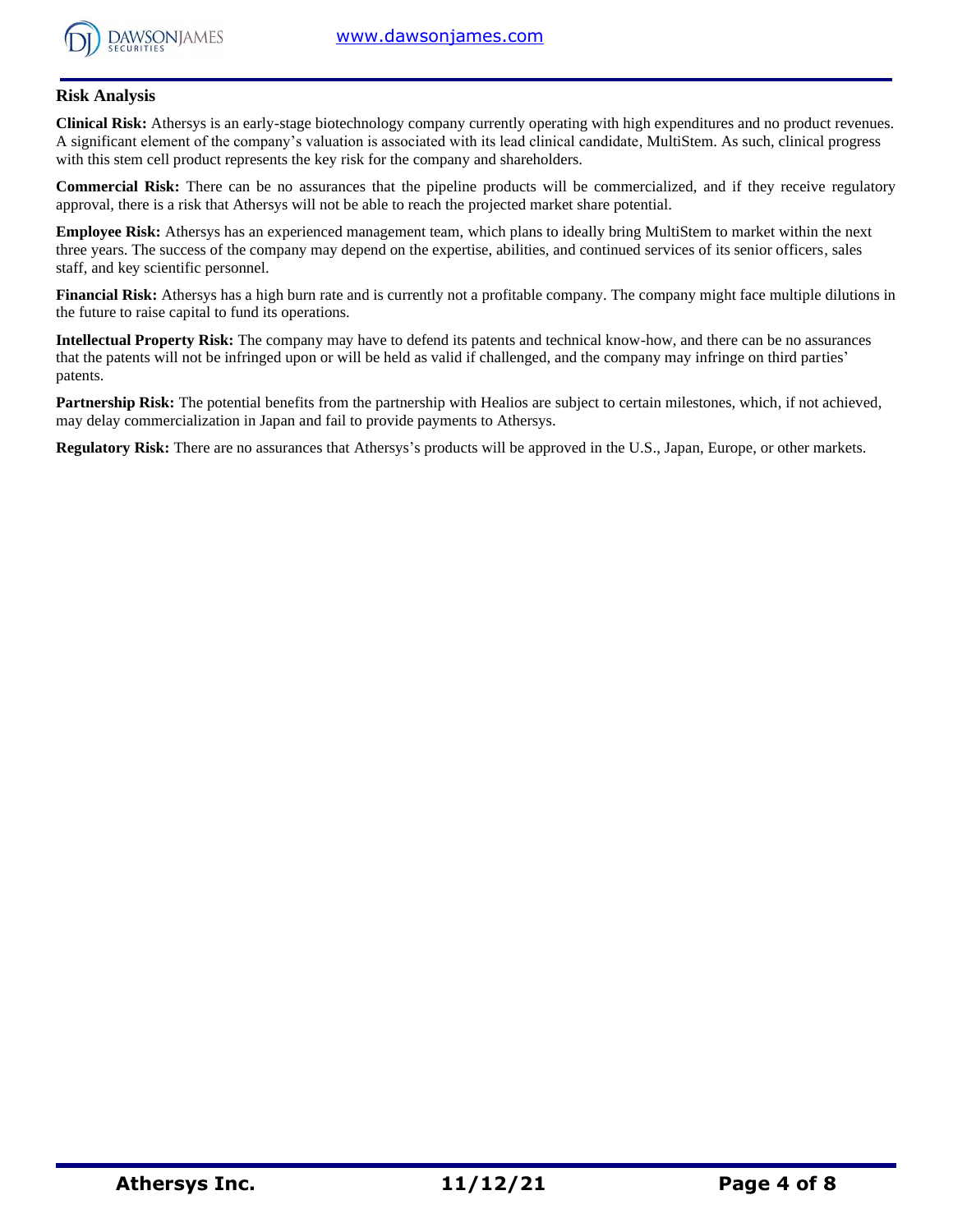## Risk Analysis

**Clinical Risk:** Athersys is an early-stage biotechnology company currently operating with high expenditures and no product revenues. A significant element of the company's valuation is associated with its lead clinical candidate, MultiStem. As such, clinical progress with this stem cell product represents the key risk for the company and shareholders.

**Commercial Risk:** There can be no assurances that the pipeline products will be commercialized, and if they receive regulatory approval, there is a risk that Athersys will not be able to reach the projected market share potential.

**Employee Risk:** Athersys has an experienced management team, which plans to ideally bring MultiStem to market within the next three years. The success of the company may depend on the expertise, abilities, and continued services of its senior officers, sales staff, and key scientific personnel.

**Financial Risk:** Athersys has a high burn rate and is currently not a profitable company. The company might face multiple dilutions in the future to raise capital to fund its operations.

**Intellectual Property Risk:** The company may have to defend its patents and technical know-how, and there can be no assurances that the patents will not be infringed upon or will be held as valid if challenged, and the company may infringe on third parties' patents.

**Partnership Risk:** The potential benefits from the partnership with Healios are subject to certain milestones, which, if not achieved, may delay commercialization in Japan and fail to provide payments to Athersys.

**Regulatory Risk:** There are no assurances that Athersys's products will be approved in the U.S., Japan, Europe, or other markets.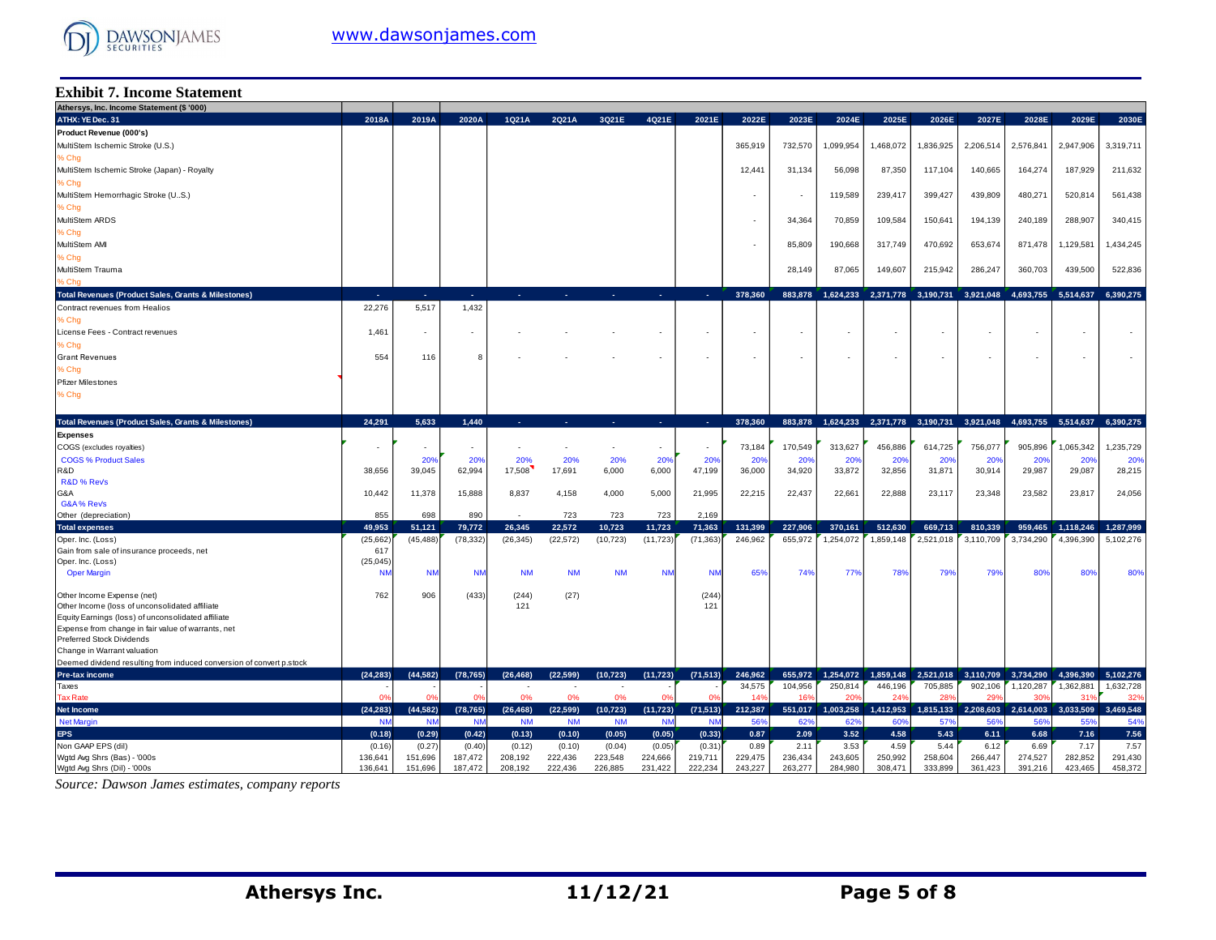## Exhibit 7. Income Statement

| Athersys, Inc. Income Statement ($ '000) | | | | | | | | | | | | | | | | | |
|---|---|---|---|---|---|---|---|---|---|---|---|---|---|---|---|---|---|
| ATHX: YE Dec. 31 | 2018A | 2019A | 2020A | 1Q21A | 2Q21A | 3Q21E | 4Q21E | 2021E | 2022E | 2023E | 2024E | 2025E | 2026E | 2027E | 2028E | 2029E | 2030E |
| **Product Revenue (000's)** | | | | | | | | | | | | | | | | | |
| MultiStem Ischemic Stroke (U.S.) | | | | | | | | | 365,919 | 732,570 | 1,099,954 | 1,468,072 | 1,836,925 | 2,206,514 | 2,576,841 | 2,947,906 | 3,319,711 |
| % Chg | | | | | | | | | | | | | | | | | |
| MultiStem Ischemic Stroke (Japan) - Royalty | | | | | | | | | 12,441 | 31,134 | 56,098 | 87,350 | 117,104 | 140,665 | 164,274 | 187,929 | 211,632 |
| % Chg | | | | | | | | | | | | | | | | | |
| MultiStem Hemorrhagic Stroke (U..S.) | | | | | | | | | - | - | 119,589 | 239,417 | 399,427 | 439,809 | 480,271 | 520,814 | 561,438 |
| % Chg | | | | | | | | | | | | | | | | | |
| MultiStem ARDS | | | | | | | | | - | 34,364 | 70,859 | 109,584 | 150,641 | 194,139 | 240,189 | 288,907 | 340,415 |
| % Chg | | | | | | | | | | | | | | | | | |
| MultiStem AMI | | | | | | | | | - | 85,809 | 190,668 | 317,749 | 470,692 | 653,674 | 871,478 | 1,129,581 | 1,434,245 |
| % Chg | | | | | | | | | | | | | | | | | |
| MultiStem Trauma | | | | | | | | | | 28,149 | 87,065 | 149,607 | 215,942 | 286,247 | 360,703 | 439,500 | 522,836 |
| % Chg | | | | | | | | | | | | | | | | | |
| **Total Revenues (Product Sales, Grants & Milestones)** | - | - | - | - | - | - | - | - | 378,360 | 883,878 | 1,624,233 | 2,371,778 | 3,190,731 | 3,921,048 | 4,693,755 | 5,514,637 | 6,390,275 |
| Contract revenues from Healios | 22,276 | 5,517 | 1,432 | | | | | | | | | | | | | | |
| % Chg | | | | | | | | | | | | | | | | | |
| License Fees - Contract revenues | 1,461 | - | - | - | - | - | - | - | - | - | - | - | - | - | - | - | - |
| % Chg | | | | | | | | | | | | | | | | | |
| Grant Revenues | 554 | 116 | 8 | - | - | - | - | - | - | - | - | - | - | - | - | - | - |
| % Chg | | | | | | | | | | | | | | | | | |
| Pfizer Milestones | | | | | | | | | | | | | | | | | |
| % Chg | | | | | | | | | | | | | | | | | |
| **Total Revenues (Product Sales, Grants & Milestones)** | 24,291 | 5,633 | 1,440 | - | - | - | - | - | 378,360 | 883,878 | 1,624,233 | 2,371,778 | 3,190,731 | 3,921,048 | 4,693,755 | 5,514,637 | 6,390,275 |
| **Expenses** | | | | | | | | | | | | | | | | | |
| COGS (excludes royalties) | - | - | - | - | - | - | - | - | 73,184 | 170,549 | 313,627 | 456,886 | 614,725 | 756,077 | 905,896 | 1,065,342 | 1,235,729 |
| COGS % Product Sales | | 20% | 20% | 20% | 20% | 20% | 20% | 20% | 20% | 20% | 20% | 20% | 20% | 20% | 20% | 20% | 20% |
| R&D | 38,656 | 39,045 | 62,994 | 17,508 | 17,691 | 6,000 | 6,000 | 47,199 | 36,000 | 34,920 | 33,872 | 32,856 | 31,871 | 30,914 | 29,987 | 29,087 | 28,215 |
| R&D % Revs | | | | | | | | | | | | | | | | | |
| G&A | 10,442 | 11,378 | 15,888 | 8,837 | 4,158 | 4,000 | 5,000 | 21,995 | 22,215 | 22,437 | 22,661 | 22,888 | 23,117 | 23,348 | 23,582 | 23,817 | 24,056 |
| G&A % Revs | | | | | | | | | | | | | | | | | |
| Other (depreciation) | 855 | 698 | 890 | - | 723 | 723 | 723 | 2,169 | | | | | | | | | |
| **Total expenses** | 49,953 | 51,121 | 79,772 | 26,345 | 22,572 | 10,723 | 11,723 | 71,363 | 131,399 | 227,906 | 370,161 | 512,630 | 669,713 | 810,339 | 959,465 | 1,118,246 | 1,287,999 |
| Oper. Inc. (Loss) | (25,662) | (45,488) | (78,332) | (26,345) | (22,572) | (10,723) | (11,723) | (71,363) | 246,962 | 655,972 | 1,254,072 | 1,859,148 | 2,521,018 | 3,110,709 | 3,734,290 | 4,396,390 | 5,102,276 |
| Gain from sale of insurance proceeds, net | 617 | | | | | | | | | | | | | | | | |
| Oper. Inc. (Loss) | (25,045) | | | | | | | | | | | | | | | | |
| Oper Margin | NM | NM | NM | NM | NM | NM | NM | NM | 65% | 74% | 77% | 78% | 79% | 79% | 80% | 80% | 80% |
| Other Income Expense (net) | 762 | 906 | (433) | (244) | (27) | | | (244) | | | | | | | | | |
| Other Income (loss of unconsolidated affiliate | | | | 121 | | | | 121 | | | | | | | | | |
| Equity Earnings (loss) of unconsolidated affiliate | | | | | | | | | | | | | | | | | |
| Expense from change in fair value of warrants, net | | | | | | | | | | | | | | | | | |
| Preferred Stock Dividends | | | | | | | | | | | | | | | | | |
| Change in Warrant valuation | | | | | | | | | | | | | | | | | |
| Deemed dividend resulting from induced conversion of convert p.stock | | | | | | | | | | | | | | | | | |
| **Pre-tax income** | (24,283) | (44,582) | (78,765) | (26,468) | (22,599) | (10,723) | (11,723) | (71,513) | 246,962 | 655,972 | 1,254,072 | 1,859,148 | 2,521,018 | 3,110,709 | 3,734,290 | 4,396,390 | 5,102,276 |
| Taxes | - | - | - | - | - | - | - | - | 34,575 | 104,956 | 250,814 | 446,196 | 705,885 | 902,106 | 1,120,287 | 1,362,881 | 1,632,728 |
| Tax Rate | 0% | 0% | 0% | 0% | 0% | 0% | 0% | 0% | 14% | 16% | 20% | 24% | 28% | 29% | 30% | 31% | 32% |
| **Net Income** | (24,283) | (44,582) | (78,765) | (26,468) | (22,599) | (10,723) | (11,723) | (71,513) | 212,387 | 551,017 | 1,003,258 | 1,412,953 | 1,815,133 | 2,208,603 | 2,614,003 | 3,033,509 | 3,469,548 |
| Net Margin | NM | NM | NM | NM | NM | NM | NM | NM | 56% | 62% | 62% | 60% | 57% | 56% | 56% | 55% | 54% |
| **EPS** | (0.18) | (0.29) | (0.42) | (0.13) | (0.10) | (0.05) | (0.05) | (0.33) | 0.87 | 2.09 | 3.52 | 4.58 | 5.43 | 6.11 | 6.68 | 7.16 | 7.56 |
| Non GAAP EPS (dil) | (0.16) | (0.27) | (0.40) | (0.12) | (0.10) | (0.04) | (0.05) | (0.31) | 0.89 | 2.11 | 3.53 | 4.59 | 5.44 | 6.12 | 6.69 | 7.17 | 7.57 |
| Wgtd Avg Shrs (Bas) - '000s | 136,641 | 151,696 | 187,472 | 208,192 | 222,436 | 223,548 | 224,666 | 219,711 | 229,475 | 236,434 | 243,605 | 250,992 | 258,604 | 266,447 | 274,527 | 282,852 | 291,430 |
| Wgtd Avg Shrs (Dil) - '000s | 136,641 | 151,696 | 187,472 | 208,192 | 222,436 | 226,885 | 231,422 | 222,234 | 243,227 | 263,277 | 284,980 | 308,471 | 333,899 | 361,423 | 391,216 | 423,465 | 458,372 |

*Source: Dawson James estimates, company reports*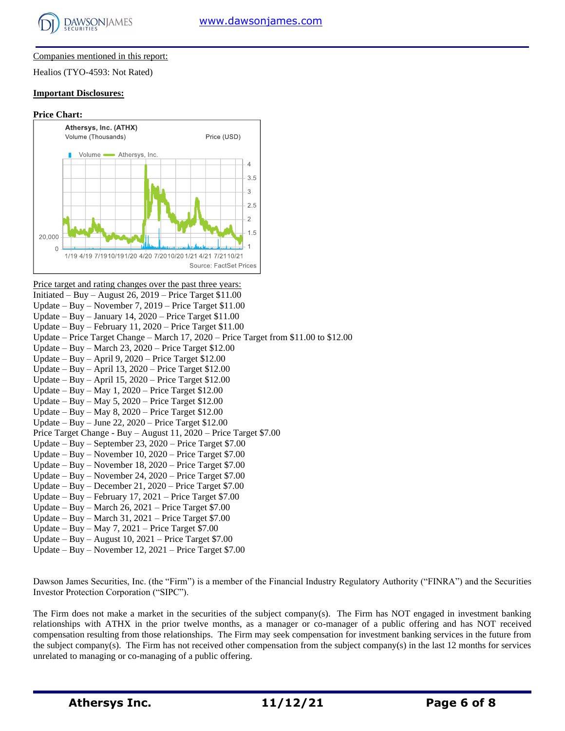Companies mentioned in this report:

Healios (TYO-4593: Not Rated)

**Important Disclosures:**

**Price Chart:**

Athersys, Inc. (ATHX)
Volume (Thousands) Price (USD)

Volume — Athersys, Inc.

Source: FactSet Prices

Price target and rating changes over the past three years:

Initiated – Buy – August 26, 2019 – Price Target $11.00
Update – Buy – November 7, 2019 – Price Target $11.00
Update – Buy – January 14, 2020 – Price Target $11.00
Update – Buy – February 11, 2020 – Price Target $11.00
Update – Price Target Change – March 17, 2020 – Price Target from $11.00 to $12.00
Update – Buy – March 23, 2020 – Price Target $12.00
Update – Buy – April 9, 2020 – Price Target $12.00
Update – Buy – April 13, 2020 – Price Target $12.00
Update – Buy – April 15, 2020 – Price Target $12.00
Update – Buy – May 1, 2020 – Price Target $12.00
Update – Buy – May 5, 2020 – Price Target $12.00
Update – Buy – May 8, 2020 – Price Target $12.00
Update – Buy – June 22, 2020 – Price Target $12.00
Price Target Change - Buy – August 11, 2020 – Price Target $7.00
Update – Buy – September 23, 2020 – Price Target $7.00
Update – Buy – November 10, 2020 – Price Target $7.00
Update – Buy – November 18, 2020 – Price Target $7.00
Update – Buy – November 24, 2020 – Price Target $7.00
Update – Buy – December 21, 2020 – Price Target $7.00
Update – Buy – February 17, 2021 – Price Target $7.00
Update – Buy – March 26, 2021 – Price Target $7.00
Update – Buy – March 31, 2021 – Price Target $7.00
Update – Buy – May 7, 2021 – Price Target $7.00
Update – Buy – August 10, 2021 – Price Target $7.00
Update – Buy – November 12, 2021 – Price Target $7.00

Dawson James Securities, Inc. (the "Firm") is a member of the Financial Industry Regulatory Authority ("FINRA") and the Securities Investor Protection Corporation ("SIPC").

The Firm does not make a market in the securities of the subject company(s). The Firm has NOT engaged in investment banking relationships with ATHX in the prior twelve months, as a manager or co-manager of a public offering and has NOT received compensation resulting from those relationships. The Firm may seek compensation for investment banking services in the future from the subject company(s). The Firm has not received other compensation from the subject company(s) in the last 12 months for services unrelated to managing or co-managing of a public offering.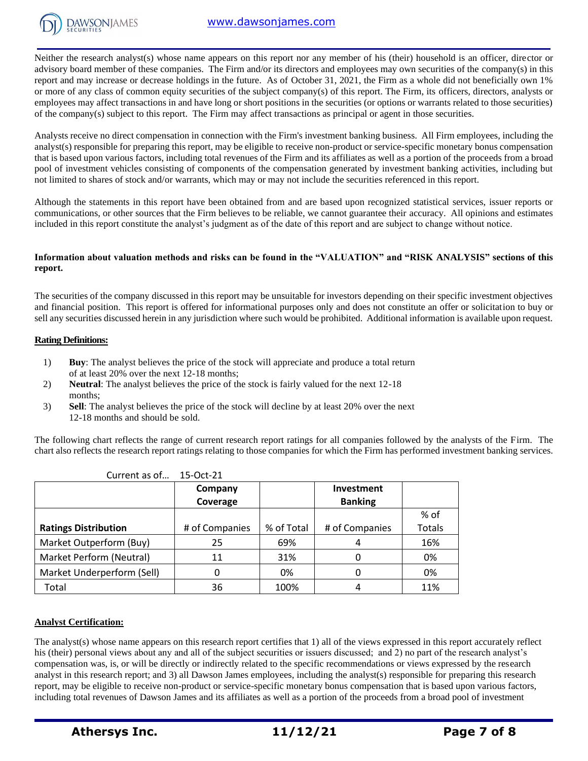Neither the research analyst(s) whose name appears on this report nor any member of his (their) household is an officer, director or advisory board member of these companies. The Firm and/or its directors and employees may own securities of the company(s) in this report and may increase or decrease holdings in the future. As of October 31, 2021, the Firm as a whole did not beneficially own 1% or more of any class of common equity securities of the subject company(s) of this report. The Firm, its officers, directors, analysts or employees may affect transactions in and have long or short positions in the securities (or options or warrants related to those securities) of the company(s) subject to this report. The Firm may affect transactions as principal or agent in those securities.

Analysts receive no direct compensation in connection with the Firm's investment banking business. All Firm employees, including the analyst(s) responsible for preparing this report, may be eligible to receive non-product or service-specific monetary bonus compensation that is based upon various factors, including total revenues of the Firm and its affiliates as well as a portion of the proceeds from a broad pool of investment vehicles consisting of components of the compensation generated by investment banking activities, including but not limited to shares of stock and/or warrants, which may or may not include the securities referenced in this report.

Although the statements in this report have been obtained from and are based upon recognized statistical services, issuer reports or communications, or other sources that the Firm believes to be reliable, we cannot guarantee their accuracy. All opinions and estimates included in this report constitute the analyst's judgment as of the date of this report and are subject to change without notice.

**Information about valuation methods and risks can be found in the "VALUATION" and "RISK ANALYSIS" sections of this report.**

The securities of the company discussed in this report may be unsuitable for investors depending on their specific investment objectives and financial position. This report is offered for informational purposes only and does not constitute an offer or solicitation to buy or sell any securities discussed herein in any jurisdiction where such would be prohibited. Additional information is available upon request.

**Rating Definitions:**

1) **Buy**: The analyst believes the price of the stock will appreciate and produce a total return of at least 20% over the next 12-18 months;
2) **Neutral**: The analyst believes the price of the stock is fairly valued for the next 12-18 months;
3) **Sell**: The analyst believes the price of the stock will decline by at least 20% over the next 12-18 months and should be sold.

The following chart reflects the range of current research report ratings for all companies followed by the analysts of the Firm. The chart also reflects the research report ratings relating to those companies for which the Firm has performed investment banking services.

Current as of... 15-Oct-21

| | Company Coverage | | Investment Banking | |
|---|---|---|---|---|
| **Ratings Distribution** | # of Companies | % of Total | # of Companies | % of Totals |
| Market Outperform (Buy) | 25 | 69% | 4 | 16% |
| Market Perform (Neutral) | 11 | 31% | 0 | 0% |
| Market Underperform (Sell) | 0 | 0% | 0 | 0% |
| Total | 36 | 100% | 4 | 11% |

**Analyst Certification:**

The analyst(s) whose name appears on this research report certifies that 1) all of the views expressed in this report accurately reflect his (their) personal views about any and all of the subject securities or issuers discussed; and 2) no part of the research analyst's compensation was, is, or will be directly or indirectly related to the specific recommendations or views expressed by the research analyst in this research report; and 3) all Dawson James employees, including the analyst(s) responsible for preparing this research report, may be eligible to receive non-product or service-specific monetary bonus compensation that is based upon various factors, including total revenues of Dawson James and its affiliates as well as a portion of the proceeds from a broad pool of investment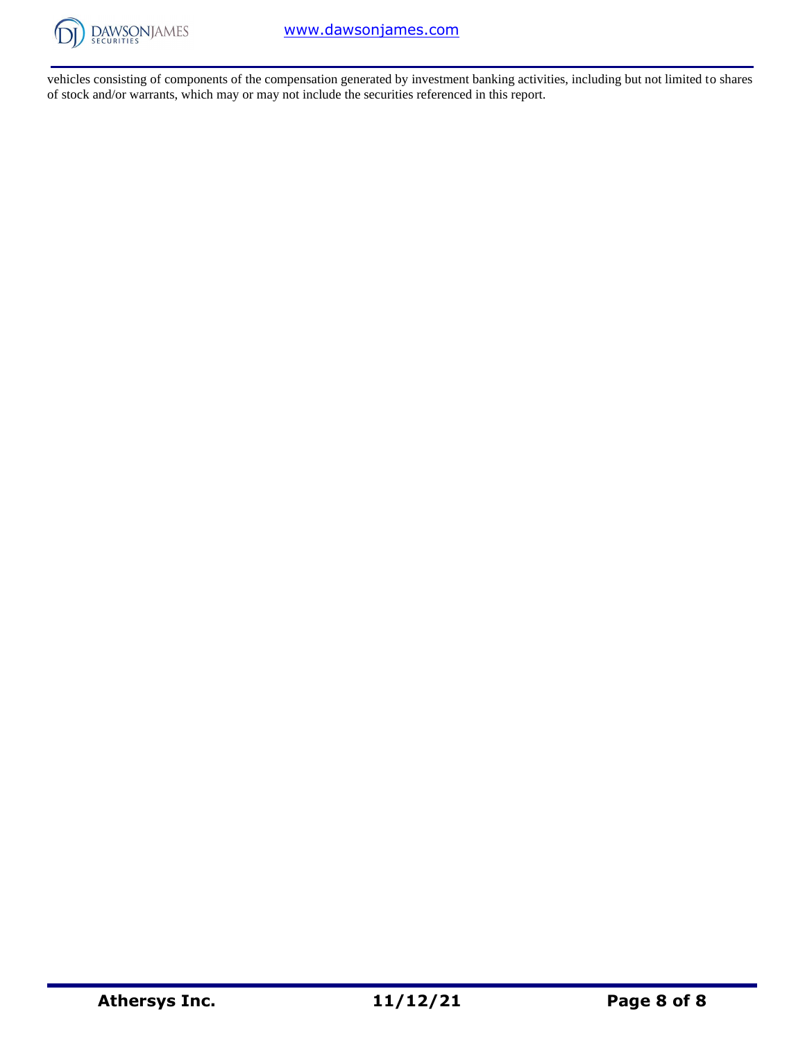vehicles consisting of components of the compensation generated by investment banking activities, including but not limited to shares of stock and/or warrants, which may or may not include the securities referenced in this report.